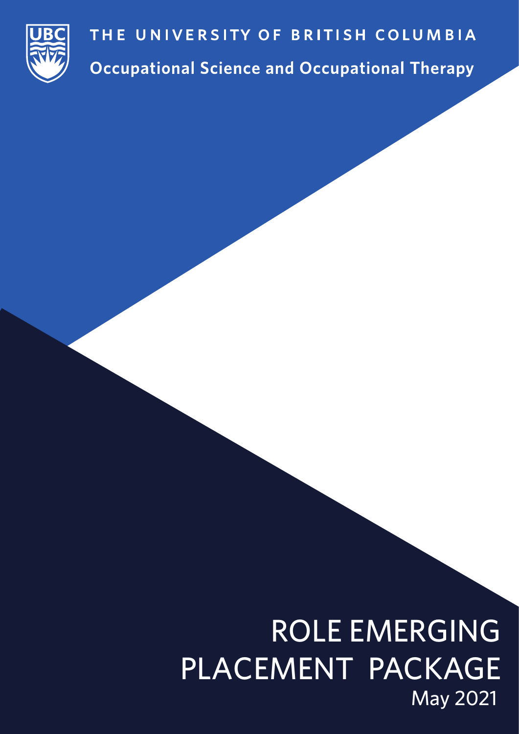THE UNIVERSITY OF BRITISH COLUMBIA

**Occupational Science and Occupational Therapy**

# ROLE EMERGING PLACEMENT PACKAGE

May 2021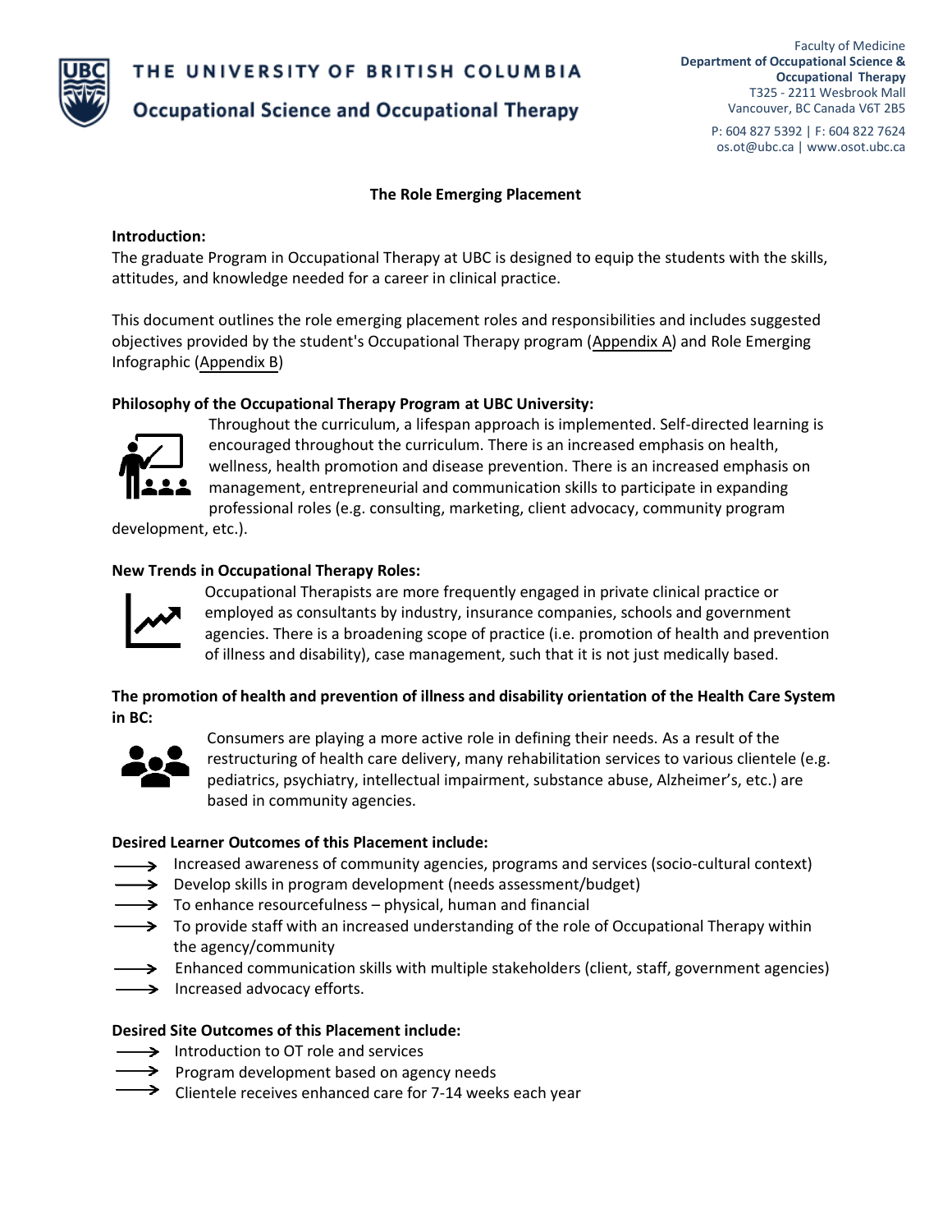THE UNIVERSITY OF BRITISH COLUMBIA

Occupational Science and Occupational Therapy

Faculty of Medicine
**Department of Occupational Science & Occupational Therapy**
T325 - 2211 Wesbrook Mall
Vancouver, BC Canada V6T 2B5

P: 604 827 5392 | F: 604 822 7624
os.ot@ubc.ca | www.osot.ubc.ca

## The Role Emerging Placement

### Introduction:

The graduate Program in Occupational Therapy at UBC is designed to equip the students with the skills, attitudes, and knowledge needed for a career in clinical practice.

This document outlines the role emerging placement roles and responsibilities and includes suggested objectives provided by the student's Occupational Therapy program (Appendix A) and Role Emerging Infographic (Appendix B)

### Philosophy of the Occupational Therapy Program at UBC University:

Throughout the curriculum, a lifespan approach is implemented. Self-directed learning is encouraged throughout the curriculum. There is an increased emphasis on health, wellness, health promotion and disease prevention. There is an increased emphasis on management, entrepreneurial and communication skills to participate in expanding professional roles (e.g. consulting, marketing, client advocacy, community program development, etc.).

### New Trends in Occupational Therapy Roles:

Occupational Therapists are more frequently engaged in private clinical practice or employed as consultants by industry, insurance companies, schools and government agencies. There is a broadening scope of practice (i.e. promotion of health and prevention of illness and disability), case management, such that it is not just medically based.

### The promotion of health and prevention of illness and disability orientation of the Health Care System in BC:

Consumers are playing a more active role in defining their needs. As a result of the restructuring of health care delivery, many rehabilitation services to various clientele (e.g. pediatrics, psychiatry, intellectual impairment, substance abuse, Alzheimer's, etc.) are based in community agencies.

### Desired Learner Outcomes of this Placement include:

- Increased awareness of community agencies, programs and services (socio-cultural context)
- Develop skills in program development (needs assessment/budget)
- To enhance resourcefulness – physical, human and financial
- To provide staff with an increased understanding of the role of Occupational Therapy within the agency/community
- Enhanced communication skills with multiple stakeholders (client, staff, government agencies)
- Increased advocacy efforts.

### Desired Site Outcomes of this Placement include:

- Introduction to OT role and services
- Program development based on agency needs
- Clientele receives enhanced care for 7-14 weeks each year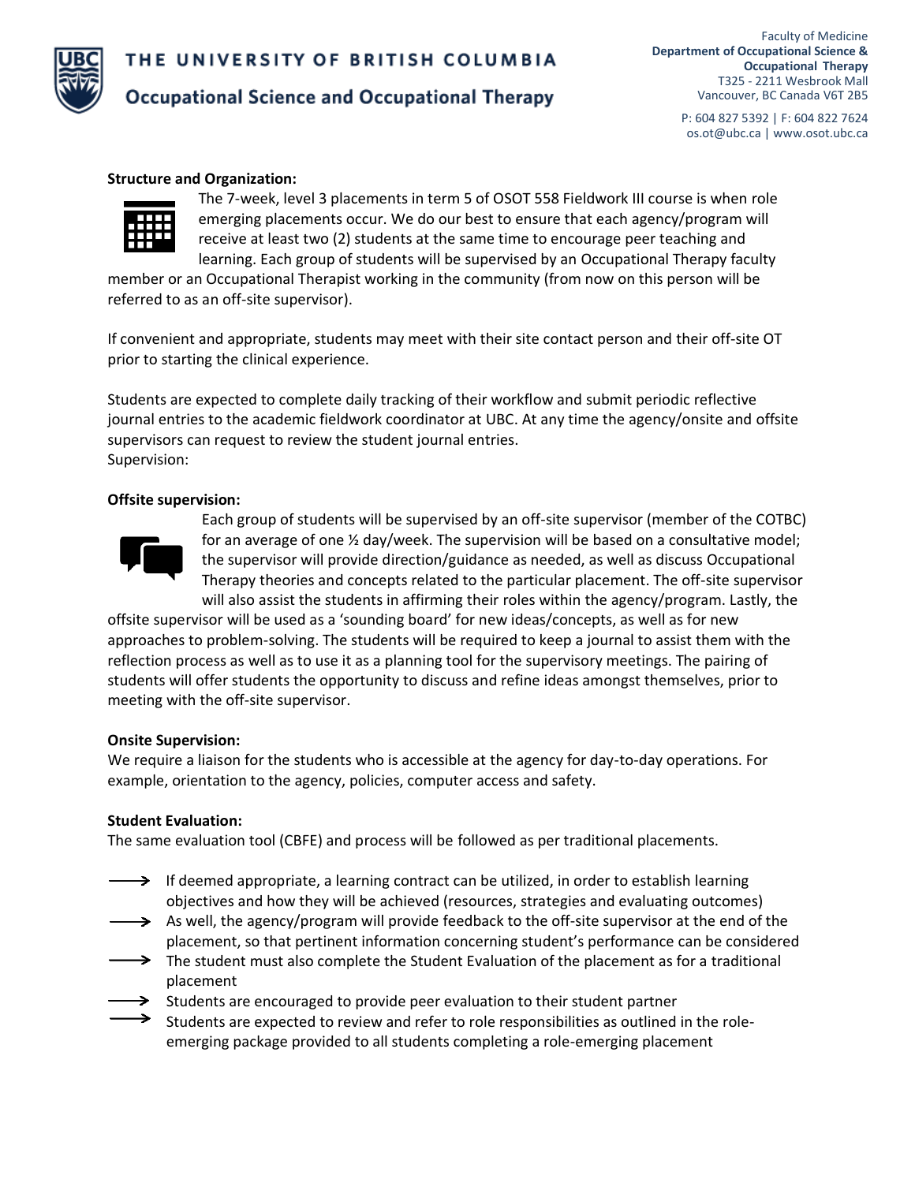**Structure and Organization:**

The 7-week, level 3 placements in term 5 of OSOT 558 Fieldwork III course is when role emerging placements occur. We do our best to ensure that each agency/program will receive at least two (2) students at the same time to encourage peer teaching and learning. Each group of students will be supervised by an Occupational Therapy faculty member or an Occupational Therapist working in the community (from now on this person will be referred to as an off-site supervisor).

If convenient and appropriate, students may meet with their site contact person and their off-site OT prior to starting the clinical experience.

Students are expected to complete daily tracking of their workflow and submit periodic reflective journal entries to the academic fieldwork coordinator at UBC. At any time the agency/onsite and offsite supervisors can request to review the student journal entries.
Supervision:

**Offsite supervision:**

Each group of students will be supervised by an off-site supervisor (member of the COTBC) for an average of one ½ day/week. The supervision will be based on a consultative model; the supervisor will provide direction/guidance as needed, as well as discuss Occupational Therapy theories and concepts related to the particular placement. The off-site supervisor will also assist the students in affirming their roles within the agency/program. Lastly, the offsite supervisor will be used as a 'sounding board' for new ideas/concepts, as well as for new approaches to problem-solving. The students will be required to keep a journal to assist them with the reflection process as well as to use it as a planning tool for the supervisory meetings. The pairing of students will offer students the opportunity to discuss and refine ideas amongst themselves, prior to meeting with the off-site supervisor.

**Onsite Supervision:**

We require a liaison for the students who is accessible at the agency for day-to-day operations. For example, orientation to the agency, policies, computer access and safety.

**Student Evaluation:**

The same evaluation tool (CBFE) and process will be followed as per traditional placements.

- If deemed appropriate, a learning contract can be utilized, in order to establish learning objectives and how they will be achieved (resources, strategies and evaluating outcomes)
- As well, the agency/program will provide feedback to the off-site supervisor at the end of the placement, so that pertinent information concerning student's performance can be considered
- The student must also complete the Student Evaluation of the placement as for a traditional placement
- Students are encouraged to provide peer evaluation to their student partner
- Students are expected to review and refer to role responsibilities as outlined in the role-emerging package provided to all students completing a role-emerging placement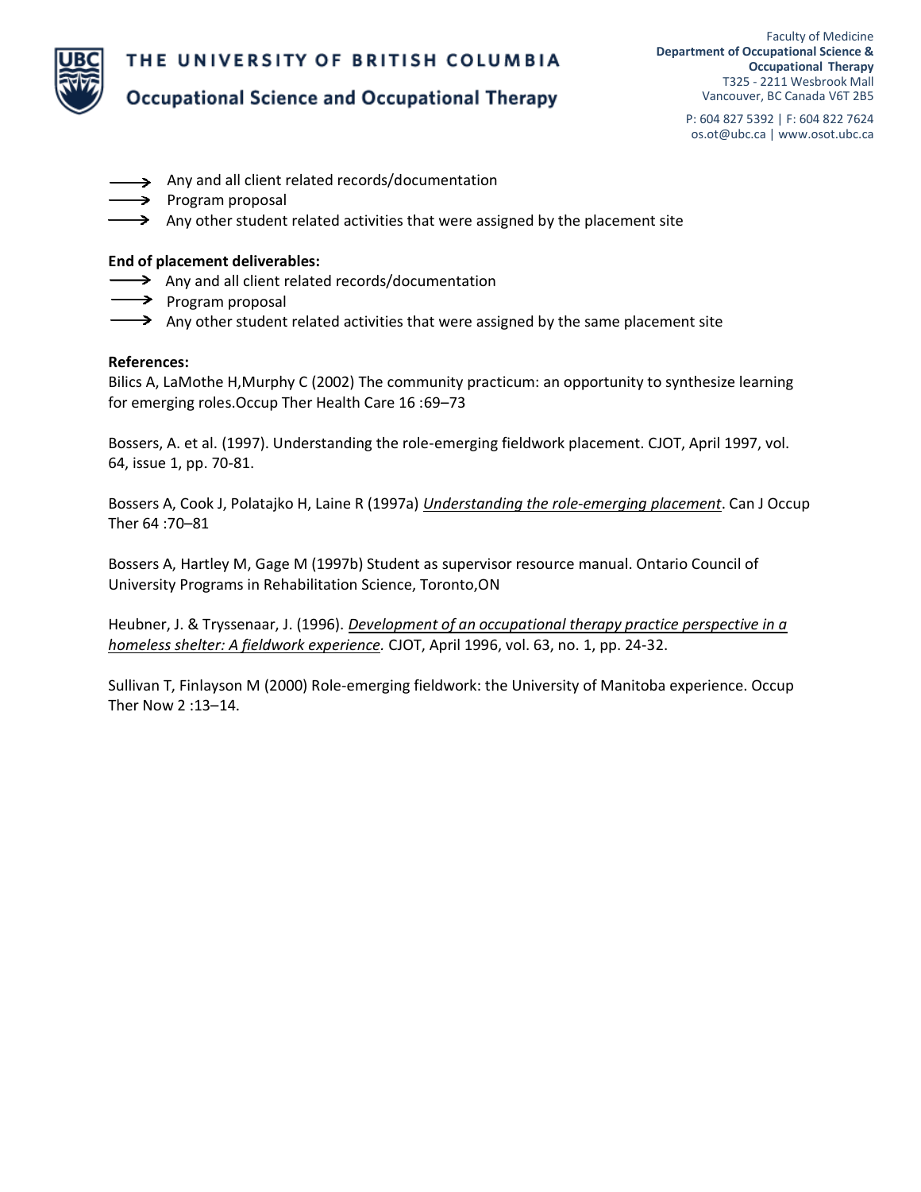- → Any and all client related records/documentation
- → Program proposal
- → Any other student related activities that were assigned by the placement site

**End of placement deliverables:**

- → Any and all client related records/documentation
- → Program proposal
- → Any other student related activities that were assigned by the same placement site

**References:**

Bilics A, LaMothe H,Murphy C (2002) The community practicum: an opportunity to synthesize learning for emerging roles.Occup Ther Health Care 16 :69–73

Bossers, A. et al. (1997). Understanding the role-emerging fieldwork placement. CJOT, April 1997, vol. 64, issue 1, pp. 70-81.

Bossers A, Cook J, Polatajko H, Laine R (1997a) *Understanding the role-emerging placement*. Can J Occup Ther 64 :70–81

Bossers A, Hartley M, Gage M (1997b) Student as supervisor resource manual. Ontario Council of University Programs in Rehabilitation Science, Toronto,ON

Heubner, J. & Tryssenaar, J. (1996). *Development of an occupational therapy practice perspective in a homeless shelter: A fieldwork experience*. CJOT, April 1996, vol. 63, no. 1, pp. 24-32.

Sullivan T, Finlayson M (2000) Role-emerging fieldwork: the University of Manitoba experience. Occup Ther Now 2 :13–14.